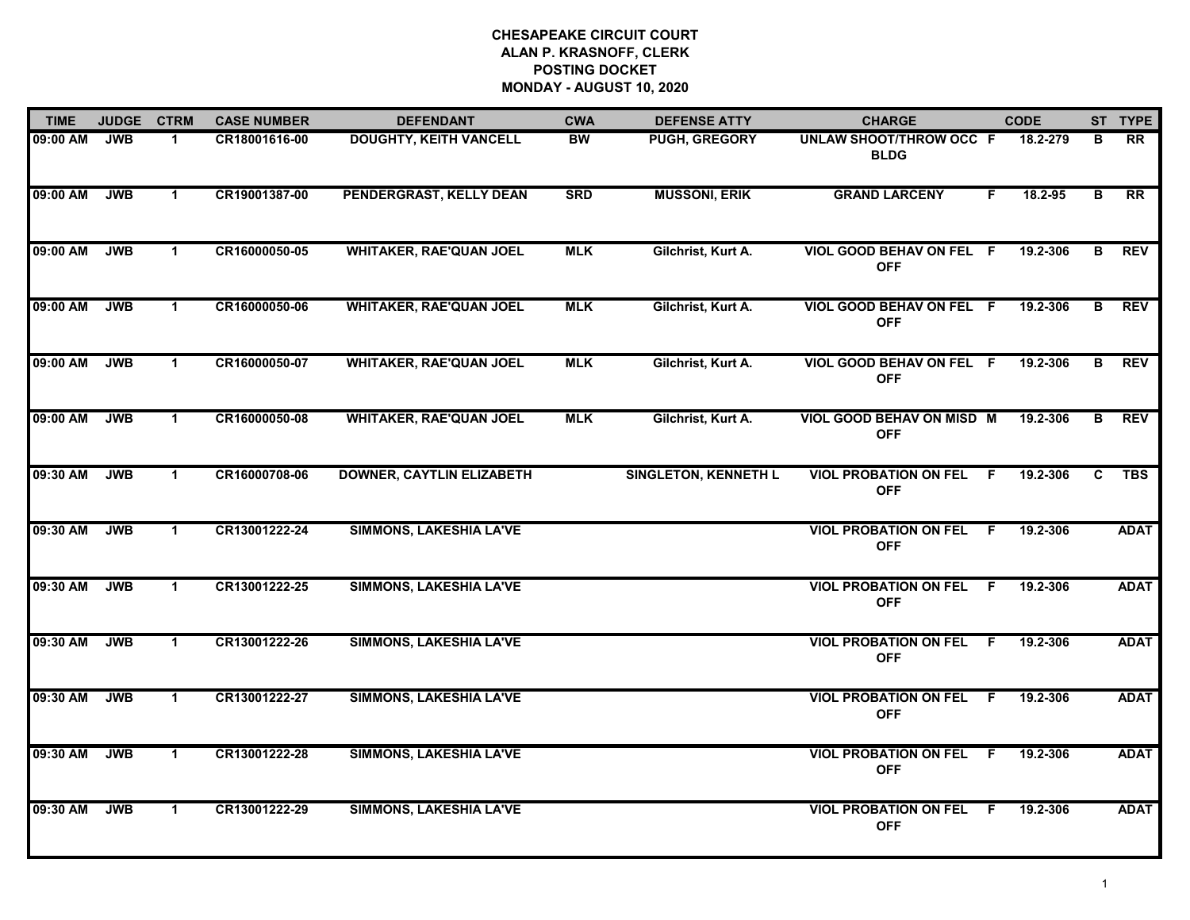# CHESAPEAKE CIRCUIT COURT
## ALAN P. KRASNOFF, CLERK
## POSTING DOCKET
## MONDAY - AUGUST 10, 2020

| TIME | JUDGE | CTRM | CASE NUMBER | DEFENDANT | CWA | DEFENSE ATTY | CHARGE | | CODE | ST | TYPE |
|---|---|---|---|---|---|---|---|---|---|---|---|
| 09:00 AM | JWB | 1 | CR18001616-00 | DOUGHTY, KEITH VANCELL | BW | PUGH, GREGORY | UNLAW SHOOT/THROW OCC BLDG | F | 18.2-279 | B | RR |
| 09:00 AM | JWB | 1 | CR19001387-00 | PENDERGRAST, KELLY DEAN | SRD | MUSSONI, ERIK | GRAND LARCENY | F | 18.2-95 | B | RR |
| 09:00 AM | JWB | 1 | CR16000050-05 | WHITAKER, RAE'QUAN JOEL | MLK | Gilchrist, Kurt A. | VIOL GOOD BEHAV ON FEL OFF | F | 19.2-306 | B | REV |
| 09:00 AM | JWB | 1 | CR16000050-06 | WHITAKER, RAE'QUAN JOEL | MLK | Gilchrist, Kurt A. | VIOL GOOD BEHAV ON FEL OFF | F | 19.2-306 | B | REV |
| 09:00 AM | JWB | 1 | CR16000050-07 | WHITAKER, RAE'QUAN JOEL | MLK | Gilchrist, Kurt A. | VIOL GOOD BEHAV ON FEL OFF | F | 19.2-306 | B | REV |
| 09:00 AM | JWB | 1 | CR16000050-08 | WHITAKER, RAE'QUAN JOEL | MLK | Gilchrist, Kurt A. | VIOL GOOD BEHAV ON MISD OFF | M | 19.2-306 | B | REV |
| 09:30 AM | JWB | 1 | CR16000708-06 | DOWNER, CAYTLIN ELIZABETH | | SINGLETON, KENNETH L | VIOL PROBATION ON FEL OFF | F | 19.2-306 | C | TBS |
| 09:30 AM | JWB | 1 | CR13001222-24 | SIMMONS, LAKESHIA LA'VE | | | VIOL PROBATION ON FEL OFF | F | 19.2-306 | | ADAT |
| 09:30 AM | JWB | 1 | CR13001222-25 | SIMMONS, LAKESHIA LA'VE | | | VIOL PROBATION ON FEL OFF | F | 19.2-306 | | ADAT |
| 09:30 AM | JWB | 1 | CR13001222-26 | SIMMONS, LAKESHIA LA'VE | | | VIOL PROBATION ON FEL OFF | F | 19.2-306 | | ADAT |
| 09:30 AM | JWB | 1 | CR13001222-27 | SIMMONS, LAKESHIA LA'VE | | | VIOL PROBATION ON FEL OFF | F | 19.2-306 | | ADAT |
| 09:30 AM | JWB | 1 | CR13001222-28 | SIMMONS, LAKESHIA LA'VE | | | VIOL PROBATION ON FEL OFF | F | 19.2-306 | | ADAT |
| 09:30 AM | JWB | 1 | CR13001222-29 | SIMMONS, LAKESHIA LA'VE | | | VIOL PROBATION ON FEL OFF | F | 19.2-306 | | ADAT |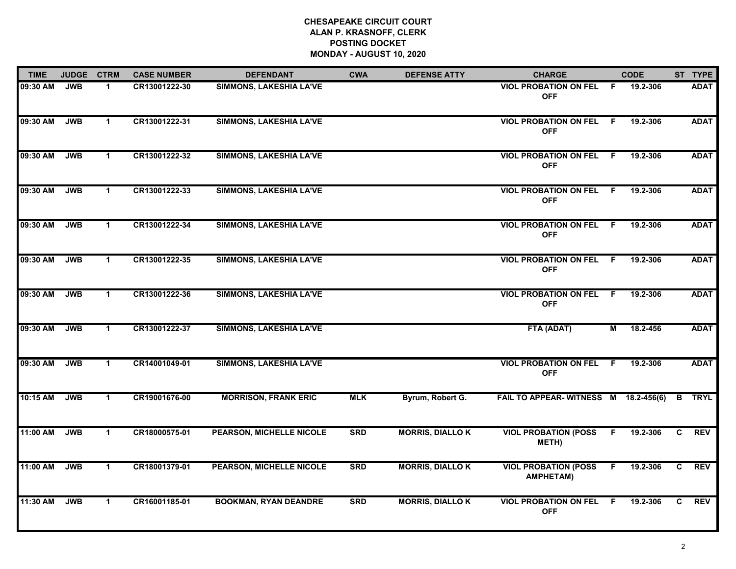**CHESAPEAKE CIRCUIT COURT**
**ALAN P. KRASNOFF, CLERK**
**POSTING DOCKET**
**MONDAY - AUGUST 10, 2020**

| TIME | JUDGE | CTRM | CASE NUMBER | DEFENDANT | CWA | DEFENSE ATTY | CHARGE | | CODE | ST | TYPE |
|---|---|---|---|---|---|---|---|---|---|---|---|
| 09:30 AM | JWB | 1 | CR13001222-30 | SIMMONS, LAKESHIA LA'VE | | | VIOL PROBATION ON FEL OFF | F | 19.2-306 | | ADAT |
| 09:30 AM | JWB | 1 | CR13001222-31 | SIMMONS, LAKESHIA LA'VE | | | VIOL PROBATION ON FEL OFF | F | 19.2-306 | | ADAT |
| 09:30 AM | JWB | 1 | CR13001222-32 | SIMMONS, LAKESHIA LA'VE | | | VIOL PROBATION ON FEL OFF | F | 19.2-306 | | ADAT |
| 09:30 AM | JWB | 1 | CR13001222-33 | SIMMONS, LAKESHIA LA'VE | | | VIOL PROBATION ON FEL OFF | F | 19.2-306 | | ADAT |
| 09:30 AM | JWB | 1 | CR13001222-34 | SIMMONS, LAKESHIA LA'VE | | | VIOL PROBATION ON FEL OFF | F | 19.2-306 | | ADAT |
| 09:30 AM | JWB | 1 | CR13001222-35 | SIMMONS, LAKESHIA LA'VE | | | VIOL PROBATION ON FEL OFF | F | 19.2-306 | | ADAT |
| 09:30 AM | JWB | 1 | CR13001222-36 | SIMMONS, LAKESHIA LA'VE | | | VIOL PROBATION ON FEL OFF | F | 19.2-306 | | ADAT |
| 09:30 AM | JWB | 1 | CR13001222-37 | SIMMONS, LAKESHIA LA'VE | | | FTA (ADAT) | M | 18.2-456 | | ADAT |
| 09:30 AM | JWB | 1 | CR14001049-01 | SIMMONS, LAKESHIA LA'VE | | | VIOL PROBATION ON FEL OFF | F | 19.2-306 | | ADAT |
| 10:15 AM | JWB | 1 | CR19001676-00 | MORRISON, FRANK ERIC | MLK | Byrum, Robert G. | FAIL TO APPEAR- WITNESS | M | 18.2-456(6) | B | TRYL |
| 11:00 AM | JWB | 1 | CR18000575-01 | PEARSON, MICHELLE NICOLE | SRD | MORRIS, DIALLO K | VIOL PROBATION (POSS METH) | F | 19.2-306 | C | REV |
| 11:00 AM | JWB | 1 | CR18001379-01 | PEARSON, MICHELLE NICOLE | SRD | MORRIS, DIALLO K | VIOL PROBATION (POSS AMPHETAM) | F | 19.2-306 | C | REV |
| 11:30 AM | JWB | 1 | CR16001185-01 | BOOKMAN, RYAN DEANDRE | SRD | MORRIS, DIALLO K | VIOL PROBATION ON FEL OFF | F | 19.2-306 | C | REV |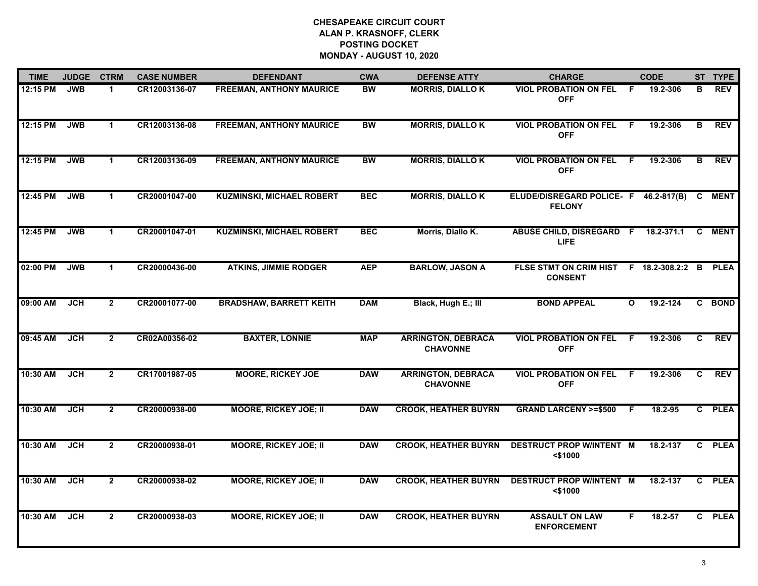# CHESAPEAKE CIRCUIT COURT
## ALAN P. KRASNOFF, CLERK
## POSTING DOCKET
## MONDAY - AUGUST 10, 2020

| TIME | JUDGE | CTRM | CASE NUMBER | DEFENDANT | CWA | DEFENSE ATTY | CHARGE | | CODE | ST | TYPE |
|---|---|---|---|---|---|---|---|---|---|---|---|
| 12:15 PM | JWB | 1 | CR12003136-07 | FREEMAN, ANTHONY MAURICE | BW | MORRIS, DIALLO K | VIOL PROBATION ON FEL OFF | F | 19.2-306 | B | REV |
| 12:15 PM | JWB | 1 | CR12003136-08 | FREEMAN, ANTHONY MAURICE | BW | MORRIS, DIALLO K | VIOL PROBATION ON FEL OFF | F | 19.2-306 | B | REV |
| 12:15 PM | JWB | 1 | CR12003136-09 | FREEMAN, ANTHONY MAURICE | BW | MORRIS, DIALLO K | VIOL PROBATION ON FEL OFF | F | 19.2-306 | B | REV |
| 12:45 PM | JWB | 1 | CR20001047-00 | KUZMINSKI, MICHAEL ROBERT | BEC | MORRIS, DIALLO K | ELUDE/DISREGARD POLICE- FELONY | F | 46.2-817(B) | C | MENT |
| 12:45 PM | JWB | 1 | CR20001047-01 | KUZMINSKI, MICHAEL ROBERT | BEC | Morris, Diallo K. | ABUSE CHILD, DISREGARD LIFE | F | 18.2-371.1 | C | MENT |
| 02:00 PM | JWB | 1 | CR20000436-00 | ATKINS, JIMMIE RODGER | AEP | BARLOW, JASON A | FLSE STMT ON CRIM HIST CONSENT | F | 18.2-308.2:2 | B | PLEA |
| 09:00 AM | JCH | 2 | CR20001077-00 | BRADSHAW, BARRETT KEITH | DAM | Black, Hugh E.; III | BOND APPEAL | O | 19.2-124 | C | BOND |
| 09:45 AM | JCH | 2 | CR02A00356-02 | BAXTER, LONNIE | MAP | ARRINGTON, DEBRACA CHAVONNE | VIOL PROBATION ON FEL OFF | F | 19.2-306 | C | REV |
| 10:30 AM | JCH | 2 | CR17001987-05 | MOORE, RICKEY JOE | DAW | ARRINGTON, DEBRACA CHAVONNE | VIOL PROBATION ON FEL OFF | F | 19.2-306 | C | REV |
| 10:30 AM | JCH | 2 | CR20000938-00 | MOORE, RICKEY JOE; II | DAW | CROOK, HEATHER BUYRN | GRAND LARCENY >=$500 | F | 18.2-95 | C | PLEA |
| 10:30 AM | JCH | 2 | CR20000938-01 | MOORE, RICKEY JOE; II | DAW | CROOK, HEATHER BUYRN | DESTRUCT PROP W/INTENT <$1000 | M | 18.2-137 | C | PLEA |
| 10:30 AM | JCH | 2 | CR20000938-02 | MOORE, RICKEY JOE; II | DAW | CROOK, HEATHER BUYRN | DESTRUCT PROP W/INTENT <$1000 | M | 18.2-137 | C | PLEA |
| 10:30 AM | JCH | 2 | CR20000938-03 | MOORE, RICKEY JOE; II | DAW | CROOK, HEATHER BUYRN | ASSAULT ON LAW ENFORCEMENT | F | 18.2-57 | C | PLEA |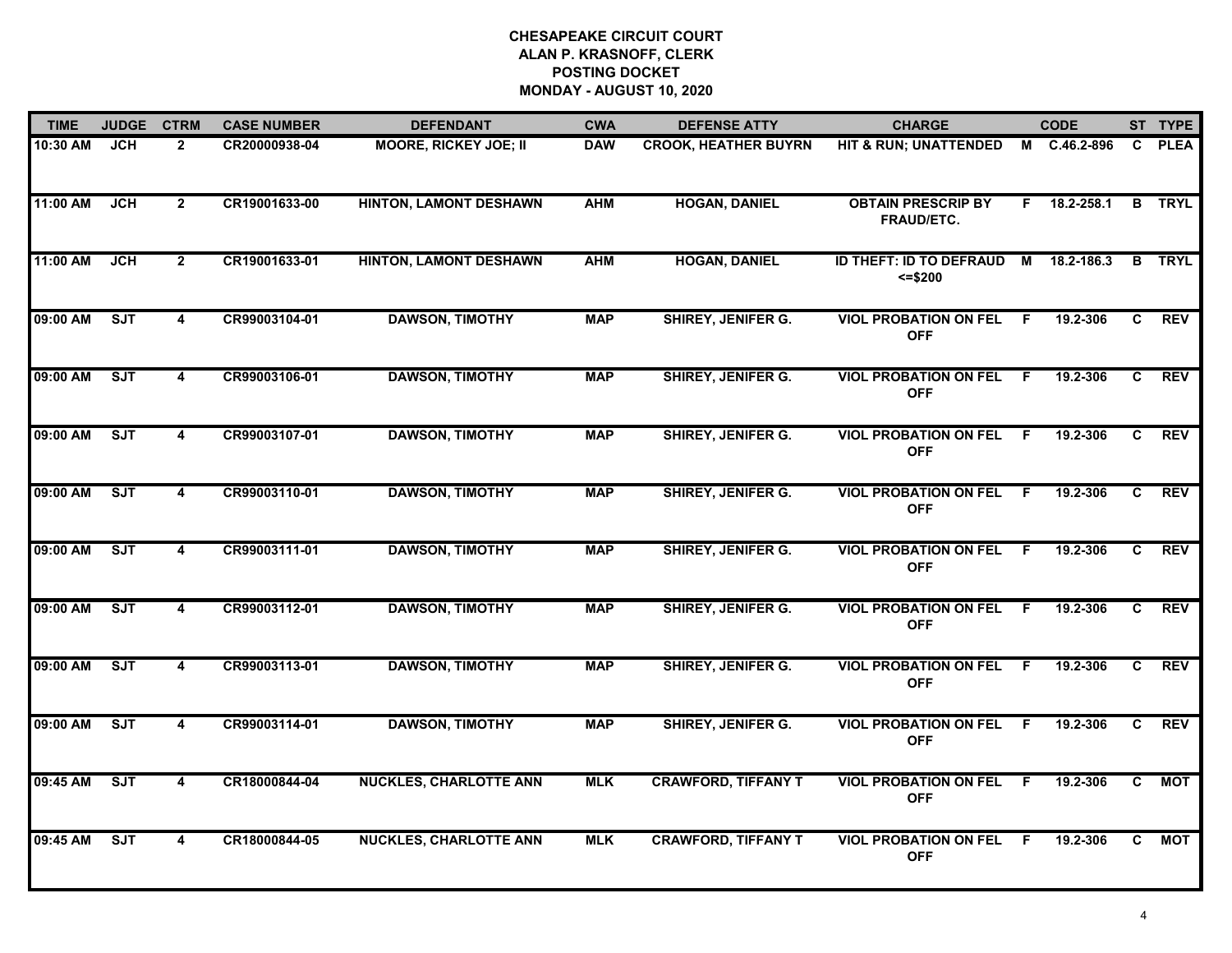# CHESAPEAKE CIRCUIT COURT
## ALAN P. KRASNOFF, CLERK
## POSTING DOCKET
## MONDAY - AUGUST 10, 2020

| TIME | JUDGE | CTRM | CASE NUMBER | DEFENDANT | CWA | DEFENSE ATTY | CHARGE | | CODE | ST | TYPE |
|---|---|---|---|---|---|---|---|---|---|---|---|
| 10:30 AM | JCH | 2 | CR20000938-04 | MOORE, RICKEY JOE; II | DAW | CROOK, HEATHER BUYRN | HIT & RUN; UNATTENDED | M | C.46.2-896 | C | PLEA |
| 11:00 AM | JCH | 2 | CR19001633-00 | HINTON, LAMONT DESHAWN | AHM | HOGAN, DANIEL | OBTAIN PRESCRIP BY FRAUD/ETC. | F | 18.2-258.1 | B | TRYL |
| 11:00 AM | JCH | 2 | CR19001633-01 | HINTON, LAMONT DESHAWN | AHM | HOGAN, DANIEL | ID THEFT: ID TO DEFRAUD <=$200 | M | 18.2-186.3 | B | TRYL |
| 09:00 AM | SJT | 4 | CR99003104-01 | DAWSON, TIMOTHY | MAP | SHIREY, JENIFER G. | VIOL PROBATION ON FEL OFF | F | 19.2-306 | C | REV |
| 09:00 AM | SJT | 4 | CR99003106-01 | DAWSON, TIMOTHY | MAP | SHIREY, JENIFER G. | VIOL PROBATION ON FEL OFF | F | 19.2-306 | C | REV |
| 09:00 AM | SJT | 4 | CR99003107-01 | DAWSON, TIMOTHY | MAP | SHIREY, JENIFER G. | VIOL PROBATION ON FEL OFF | F | 19.2-306 | C | REV |
| 09:00 AM | SJT | 4 | CR99003110-01 | DAWSON, TIMOTHY | MAP | SHIREY, JENIFER G. | VIOL PROBATION ON FEL OFF | F | 19.2-306 | C | REV |
| 09:00 AM | SJT | 4 | CR99003111-01 | DAWSON, TIMOTHY | MAP | SHIREY, JENIFER G. | VIOL PROBATION ON FEL OFF | F | 19.2-306 | C | REV |
| 09:00 AM | SJT | 4 | CR99003112-01 | DAWSON, TIMOTHY | MAP | SHIREY, JENIFER G. | VIOL PROBATION ON FEL OFF | F | 19.2-306 | C | REV |
| 09:00 AM | SJT | 4 | CR99003113-01 | DAWSON, TIMOTHY | MAP | SHIREY, JENIFER G. | VIOL PROBATION ON FEL OFF | F | 19.2-306 | C | REV |
| 09:00 AM | SJT | 4 | CR99003114-01 | DAWSON, TIMOTHY | MAP | SHIREY, JENIFER G. | VIOL PROBATION ON FEL OFF | F | 19.2-306 | C | REV |
| 09:45 AM | SJT | 4 | CR18000844-04 | NUCKLES, CHARLOTTE ANN | MLK | CRAWFORD, TIFFANY T | VIOL PROBATION ON FEL OFF | F | 19.2-306 | C | MOT |
| 09:45 AM | SJT | 4 | CR18000844-05 | NUCKLES, CHARLOTTE ANN | MLK | CRAWFORD, TIFFANY T | VIOL PROBATION ON FEL OFF | F | 19.2-306 | C | MOT |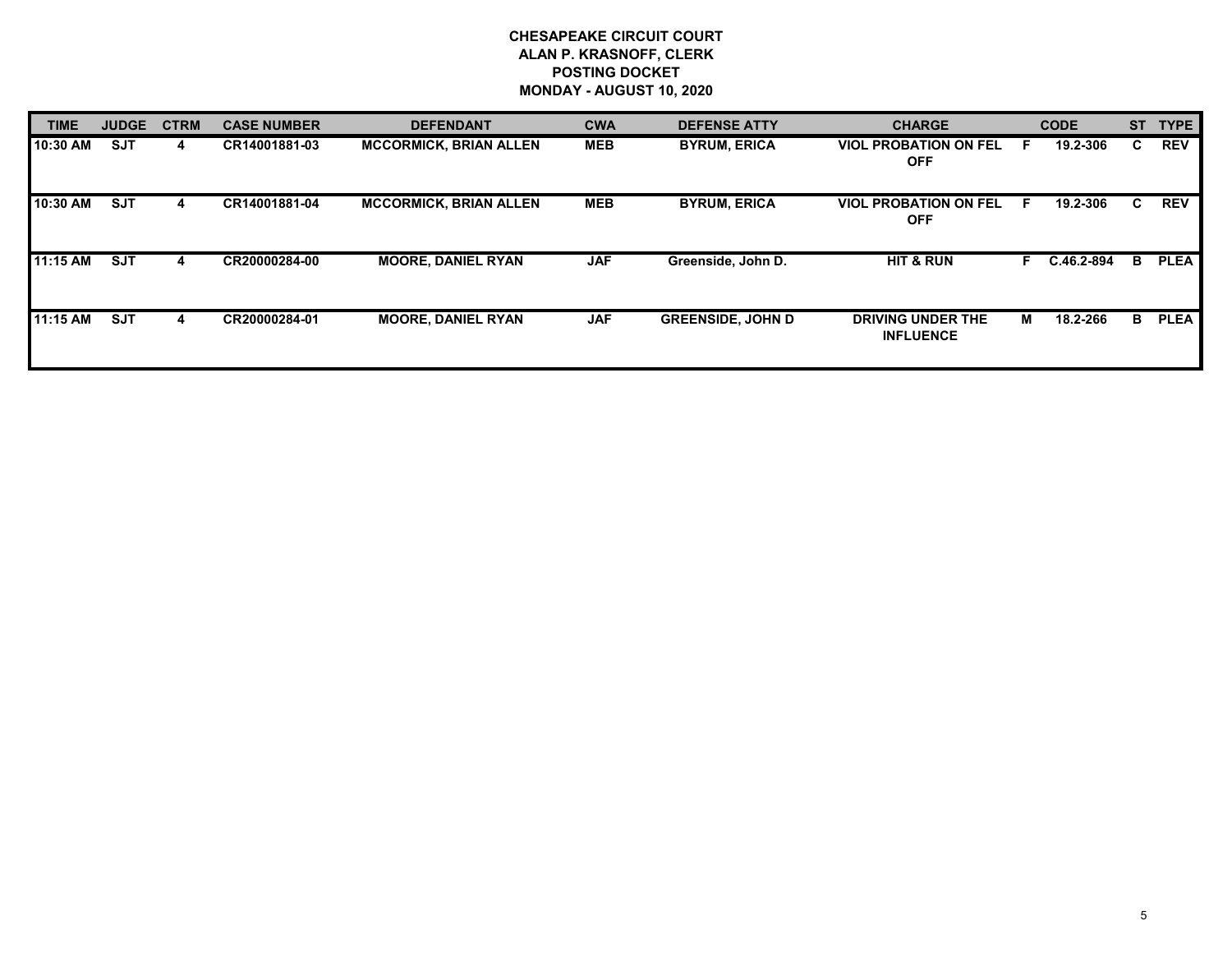**CHESAPEAKE CIRCUIT COURT**
**ALAN P. KRASNOFF, CLERK**
**POSTING DOCKET**
**MONDAY - AUGUST 10, 2020**

| TIME | JUDGE | CTRM | CASE NUMBER | DEFENDANT | CWA | DEFENSE ATTY | CHARGE | | CODE | ST | TYPE |
|---|---|---|---|---|---|---|---|---|---|---|---|
| 10:30 AM | SJT | 4 | CR14001881-03 | MCCORMICK, BRIAN ALLEN | MEB | BYRUM, ERICA | VIOL PROBATION ON FEL OFF | F | 19.2-306 | C | REV |
| 10:30 AM | SJT | 4 | CR14001881-04 | MCCORMICK, BRIAN ALLEN | MEB | BYRUM, ERICA | VIOL PROBATION ON FEL OFF | F | 19.2-306 | C | REV |
| 11:15 AM | SJT | 4 | CR20000284-00 | MOORE, DANIEL RYAN | JAF | Greenside, John D. | HIT & RUN | F | C.46.2-894 | B | PLEA |
| 11:15 AM | SJT | 4 | CR20000284-01 | MOORE, DANIEL RYAN | JAF | GREENSIDE, JOHN D | DRIVING UNDER THE INFLUENCE | M | 18.2-266 | B | PLEA |